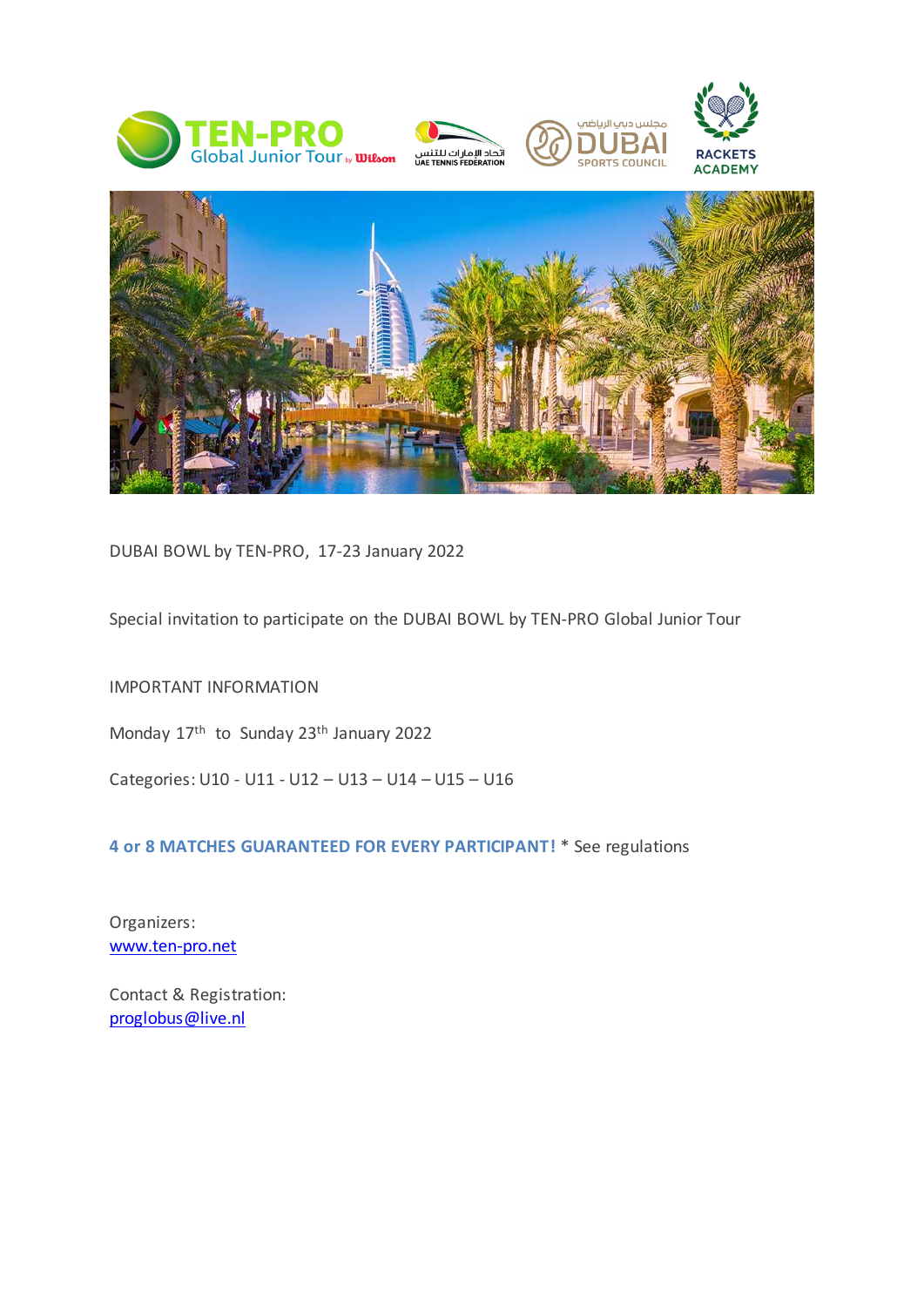DUBAI BOWL by TEN-PRO, 17-23 January 2022

Special invitation to participate on the DUBAI BOWL by TEN-PRO Global Junior Tour

IMPORTANT INFORMATION

Monday 17th to Sunday 23th January 2022

Categories: U10 - U11 - U12 – U13 – U14 – U15 – U16

**4 or 8 MATCHES GUARANTEED FOR EVERY PARTICIPANT!** * See regulations

Organizers:
[www.ten-pro.net](http://www.ten-pro.net)

Contact & Registration:
[proglobus@live.nl](mailto:proglobus@live.nl)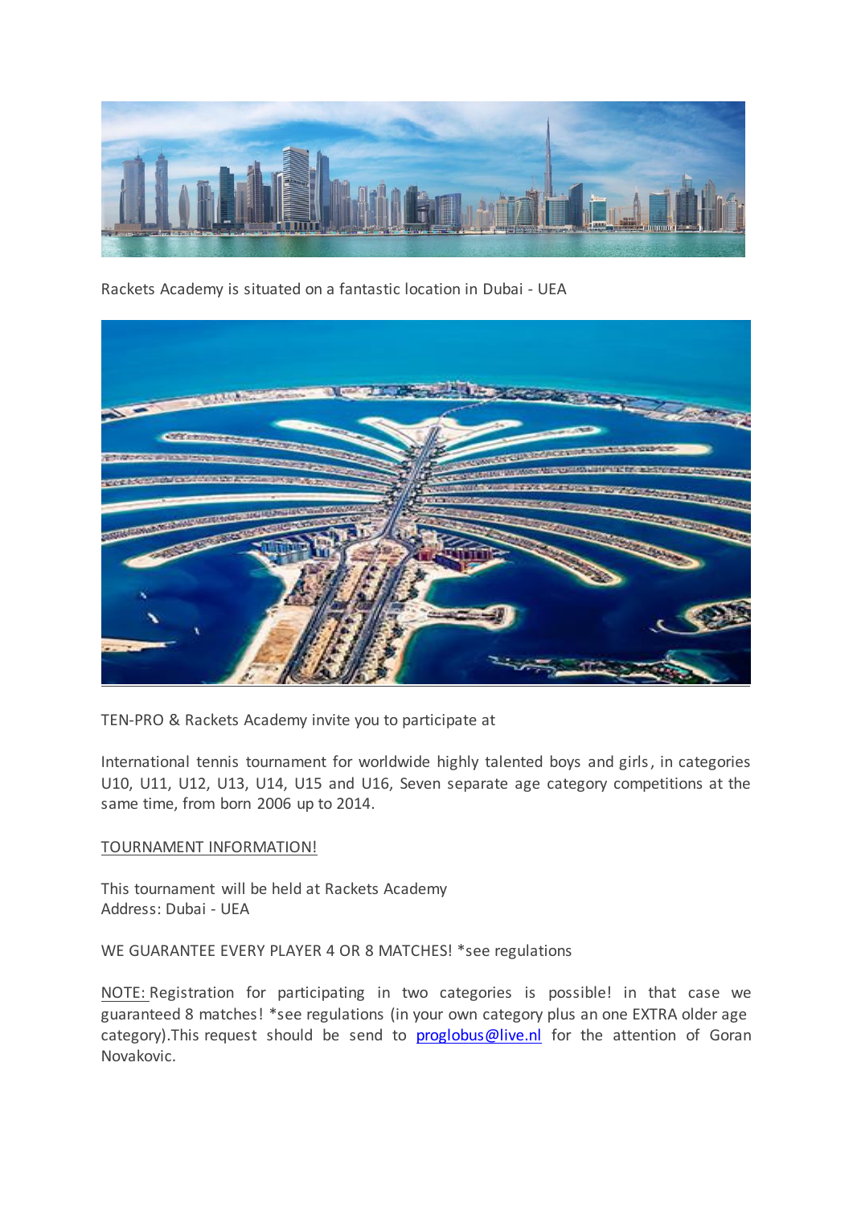Rackets Academy is situated on a fantastic location in Dubai - UEA

TEN-PRO & Rackets Academy invite you to participate at

International tennis tournament for worldwide highly talented boys and girls, in categories U10, U11, U12, U13, U14, U15 and U16, Seven separate age category competitions at the same time, from born 2006 up to 2014.

TOURNAMENT INFORMATION!

This tournament will be held at Rackets Academy
Address: Dubai - UEA

WE GUARANTEE EVERY PLAYER 4 OR 8 MATCHES! *see regulations

NOTE: Registration for participating in two categories is possible! in that case we guaranteed 8 matches! *see regulations (in your own category plus an one EXTRA older age category).This request should be send to proglobus@live.nl for the attention of Goran Novakovic.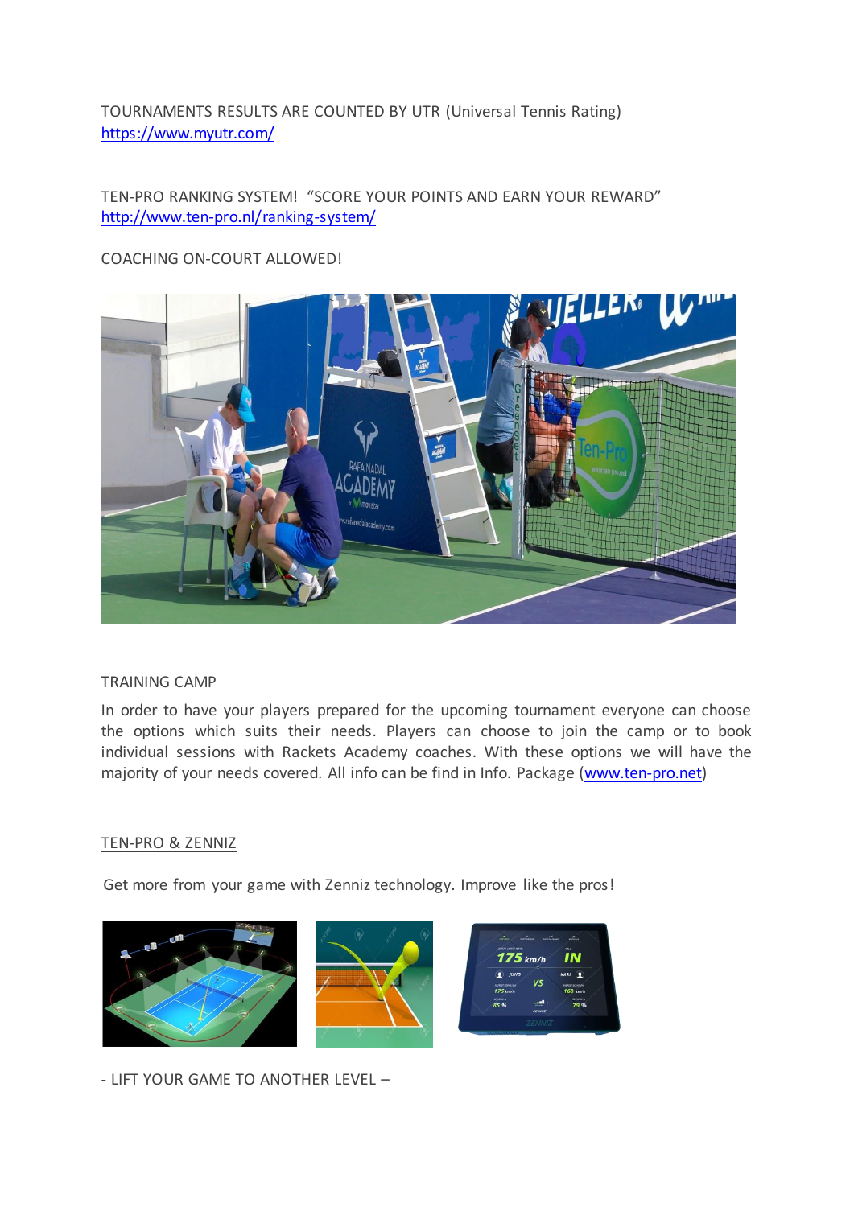TOURNAMENTS RESULTS ARE COUNTED BY UTR (Universal Tennis Rating)
https://www.myutr.com/

TEN-PRO RANKING SYSTEM! "SCORE YOUR POINTS AND EARN YOUR REWARD"
http://www.ten-pro.nl/ranking-system/

COACHING ON-COURT ALLOWED!

## TRAINING CAMP

In order to have your players prepared for the upcoming tournament everyone can choose the options which suits their needs. Players can choose to join the camp or to book individual sessions with Rackets Academy coaches. With these options we will have the majority of your needs covered. All info can be find in Info. Package (www.ten-pro.net)

## TEN-PRO & ZENNIZ

Get more from your game with Zenniz technology. Improve like the pros!

- LIFT YOUR GAME TO ANOTHER LEVEL –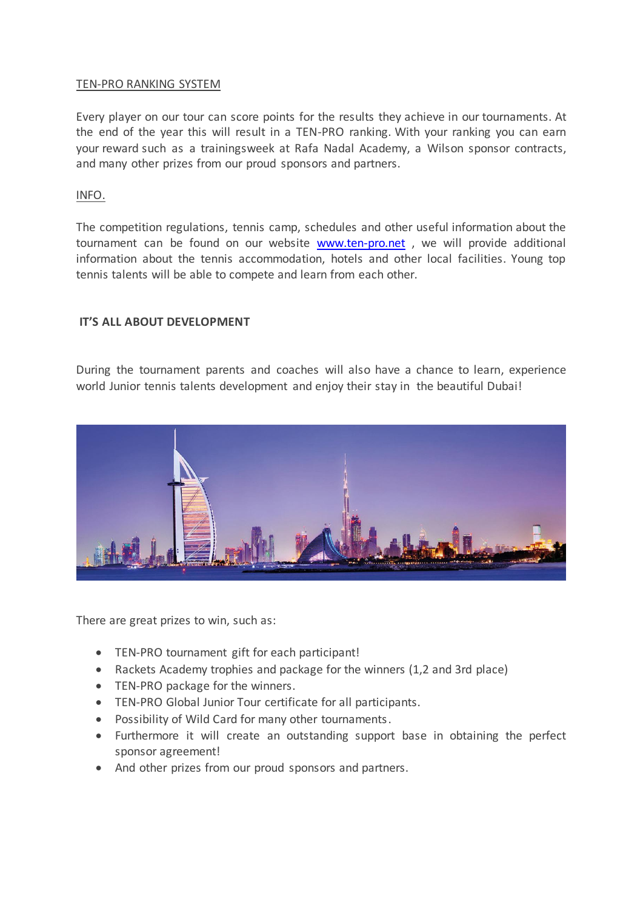TEN-PRO RANKING SYSTEM

Every player on our tour can score points for the results they achieve in our tournaments. At the end of the year this will result in a TEN-PRO ranking. With your ranking you can earn your reward such as a trainingsweek at Rafa Nadal Academy, a Wilson sponsor contracts, and many other prizes from our proud sponsors and partners.

INFO.

The competition regulations, tennis camp, schedules and other useful information about the tournament can be found on our website [www.ten-pro.net](http://www.ten-pro.net) , we will provide additional information about the tennis accommodation, hotels and other local facilities. Young top tennis talents will be able to compete and learn from each other.

**IT'S ALL ABOUT DEVELOPMENT**

During the tournament parents and coaches will also have a chance to learn, experience world Junior tennis talents development and enjoy their stay in the beautiful Dubai!

There are great prizes to win, such as:

- TEN-PRO tournament gift for each participant!
- Rackets Academy trophies and package for the winners (1,2 and 3rd place)
- TEN-PRO package for the winners.
- TEN-PRO Global Junior Tour certificate for all participants.
- Possibility of Wild Card for many other tournaments.
- Furthermore it will create an outstanding support base in obtaining the perfect sponsor agreement!
- And other prizes from our proud sponsors and partners.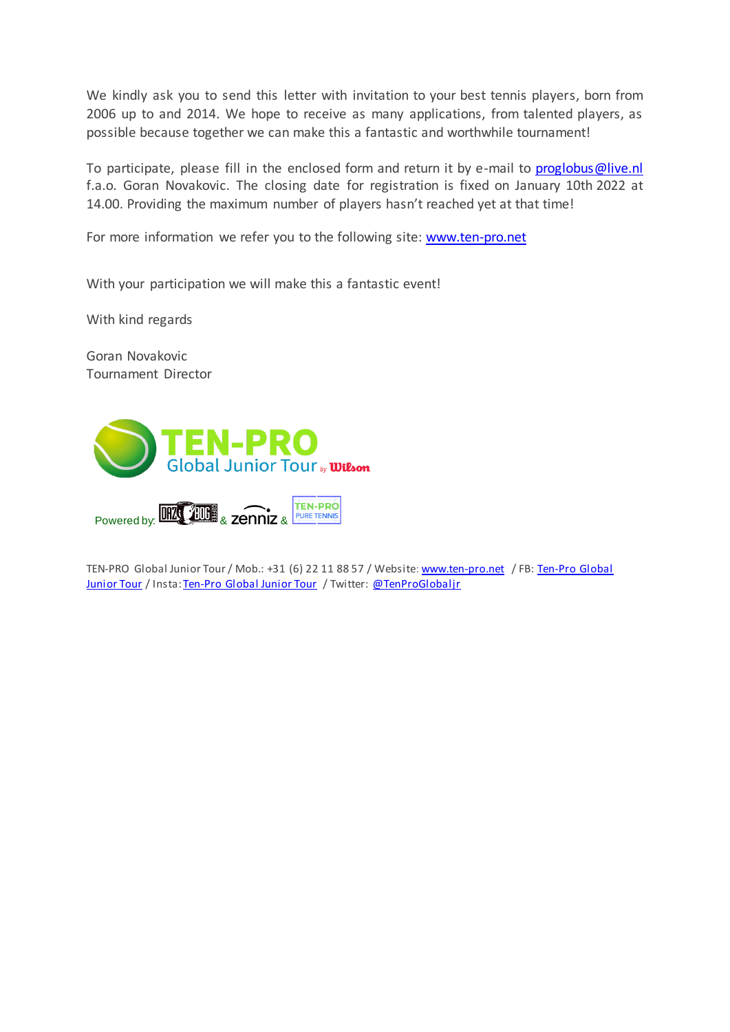We kindly ask you to send this letter with invitation to your best tennis players, born from 2006 up to and 2014. We hope to receive as many applications, from talented players, as possible because together we can make this a fantastic and worthwhile tournament!

To participate, please fill in the enclosed form and return it by e-mail to proglobus@live.nl f.a.o. Goran Novakovic. The closing date for registration is fixed on January 10th 2022 at 14.00. Providing the maximum number of players hasn't reached yet at that time!

For more information we refer you to the following site: www.ten-pro.net

With your participation we will make this a fantastic event!

With kind regards

Goran Novakovic
Tournament Director

TEN-PRO Global Junior Tour by Wilson

Powered by: DRAZBOG & zenniz & TEN-PRO PURE TENNIS

TEN-PRO Global Junior Tour / Mob.: +31 (6) 22 11 88 57 / Website: www.ten-pro.net / FB: Ten-Pro Global Junior Tour / Insta: Ten-Pro Global Junior Tour / Twitter: @TenProGlobalJr